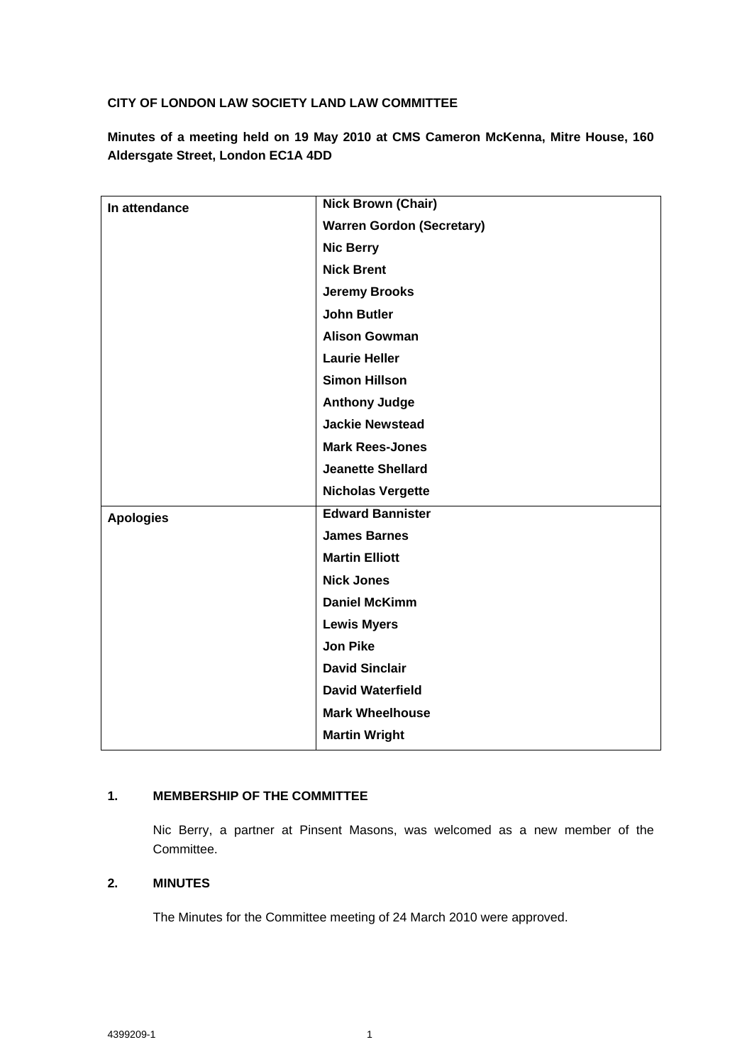**CITY OF LONDON LAW SOCIETY LAND LAW COMMITTEE**

**Minutes of a meeting held on 19 May 2010 at CMS Cameron McKenna, Mitre House, 160 Aldersgate Street, London EC1A 4DD**

| | |
|---|---|
| **In attendance** | **Nick Brown (Chair)** |
| | **Warren Gordon (Secretary)** |
| | **Nic Berry** |
| | **Nick Brent** |
| | **Jeremy Brooks** |
| | **John Butler** |
| | **Alison Gowman** |
| | **Laurie Heller** |
| | **Simon Hillson** |
| | **Anthony Judge** |
| | **Jackie Newstead** |
| | **Mark Rees-Jones** |
| | **Jeanette Shellard** |
| | **Nicholas Vergette** |
| **Apologies** | **Edward Bannister** |
| | **James Barnes** |
| | **Martin Elliott** |
| | **Nick Jones** |
| | **Daniel McKimm** |
| | **Lewis Myers** |
| | **Jon Pike** |
| | **David Sinclair** |
| | **David Waterfield** |
| | **Mark Wheelhouse** |
| | **Martin Wright** |

## 1. MEMBERSHIP OF THE COMMITTEE

Nic Berry, a partner at Pinsent Masons, was welcomed as a new member of the Committee.

## 2. MINUTES

The Minutes for the Committee meeting of 24 March 2010 were approved.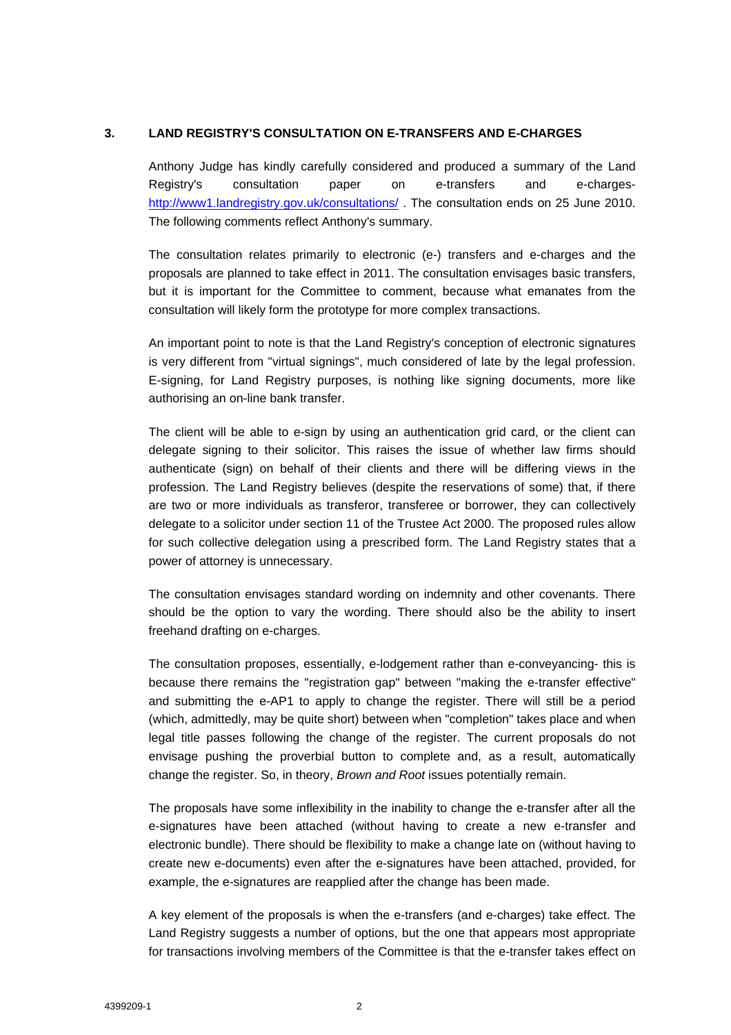## 3. LAND REGISTRY'S CONSULTATION ON E-TRANSFERS AND E-CHARGES

Anthony Judge has kindly carefully considered and produced a summary of the Land Registry's consultation paper on e-transfers and e-charges- http://www1.landregistry.gov.uk/consultations/ . The consultation ends on 25 June 2010. The following comments reflect Anthony's summary.

The consultation relates primarily to electronic (e-) transfers and e-charges and the proposals are planned to take effect in 2011. The consultation envisages basic transfers, but it is important for the Committee to comment, because what emanates from the consultation will likely form the prototype for more complex transactions.

An important point to note is that the Land Registry's conception of electronic signatures is very different from "virtual signings", much considered of late by the legal profession. E-signing, for Land Registry purposes, is nothing like signing documents, more like authorising an on-line bank transfer.

The client will be able to e-sign by using an authentication grid card, or the client can delegate signing to their solicitor. This raises the issue of whether law firms should authenticate (sign) on behalf of their clients and there will be differing views in the profession. The Land Registry believes (despite the reservations of some) that, if there are two or more individuals as transferor, transferee or borrower, they can collectively delegate to a solicitor under section 11 of the Trustee Act 2000. The proposed rules allow for such collective delegation using a prescribed form. The Land Registry states that a power of attorney is unnecessary.

The consultation envisages standard wording on indemnity and other covenants. There should be the option to vary the wording. There should also be the ability to insert freehand drafting on e-charges.

The consultation proposes, essentially, e-lodgement rather than e-conveyancing- this is because there remains the "registration gap" between "making the e-transfer effective" and submitting the e-AP1 to apply to change the register. There will still be a period (which, admittedly, may be quite short) between when "completion" takes place and when legal title passes following the change of the register. The current proposals do not envisage pushing the proverbial button to complete and, as a result, automatically change the register. So, in theory, *Brown and Root* issues potentially remain.

The proposals have some inflexibility in the inability to change the e-transfer after all the e-signatures have been attached (without having to create a new e-transfer and electronic bundle). There should be flexibility to make a change late on (without having to create new e-documents) even after the e-signatures have been attached, provided, for example, the e-signatures are reapplied after the change has been made.

A key element of the proposals is when the e-transfers (and e-charges) take effect. The Land Registry suggests a number of options, but the one that appears most appropriate for transactions involving members of the Committee is that the e-transfer takes effect on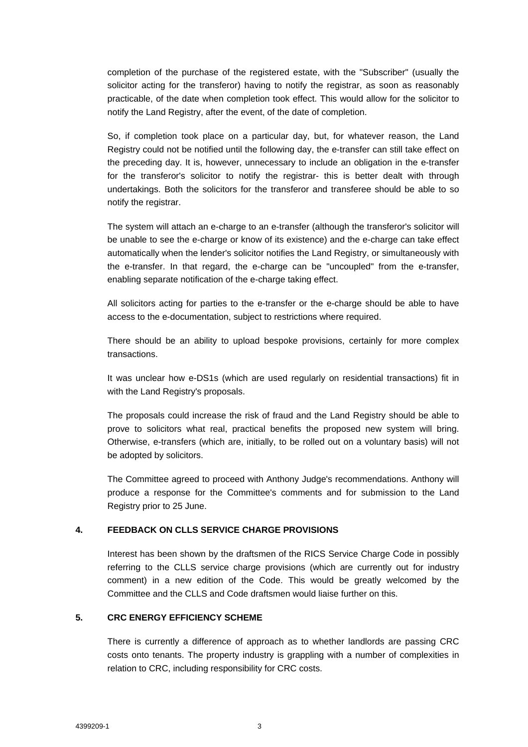completion of the purchase of the registered estate, with the "Subscriber" (usually the solicitor acting for the transferor) having to notify the registrar, as soon as reasonably practicable, of the date when completion took effect. This would allow for the solicitor to notify the Land Registry, after the event, of the date of completion.

So, if completion took place on a particular day, but, for whatever reason, the Land Registry could not be notified until the following day, the e-transfer can still take effect on the preceding day. It is, however, unnecessary to include an obligation in the e-transfer for the transferor's solicitor to notify the registrar- this is better dealt with through undertakings. Both the solicitors for the transferor and transferee should be able to so notify the registrar.

The system will attach an e-charge to an e-transfer (although the transferor's solicitor will be unable to see the e-charge or know of its existence) and the e-charge can take effect automatically when the lender's solicitor notifies the Land Registry, or simultaneously with the e-transfer. In that regard, the e-charge can be "uncoupled" from the e-transfer, enabling separate notification of the e-charge taking effect.

All solicitors acting for parties to the e-transfer or the e-charge should be able to have access to the e-documentation, subject to restrictions where required.

There should be an ability to upload bespoke provisions, certainly for more complex transactions.

It was unclear how e-DS1s (which are used regularly on residential transactions) fit in with the Land Registry's proposals.

The proposals could increase the risk of fraud and the Land Registry should be able to prove to solicitors what real, practical benefits the proposed new system will bring. Otherwise, e-transfers (which are, initially, to be rolled out on a voluntary basis) will not be adopted by solicitors.

The Committee agreed to proceed with Anthony Judge's recommendations. Anthony will produce a response for the Committee's comments and for submission to the Land Registry prior to 25 June.

## 4. FEEDBACK ON CLLS SERVICE CHARGE PROVISIONS

Interest has been shown by the draftsmen of the RICS Service Charge Code in possibly referring to the CLLS service charge provisions (which are currently out for industry comment) in a new edition of the Code. This would be greatly welcomed by the Committee and the CLLS and Code draftsmen would liaise further on this.

## 5. CRC ENERGY EFFICIENCY SCHEME

There is currently a difference of approach as to whether landlords are passing CRC costs onto tenants. The property industry is grappling with a number of complexities in relation to CRC, including responsibility for CRC costs.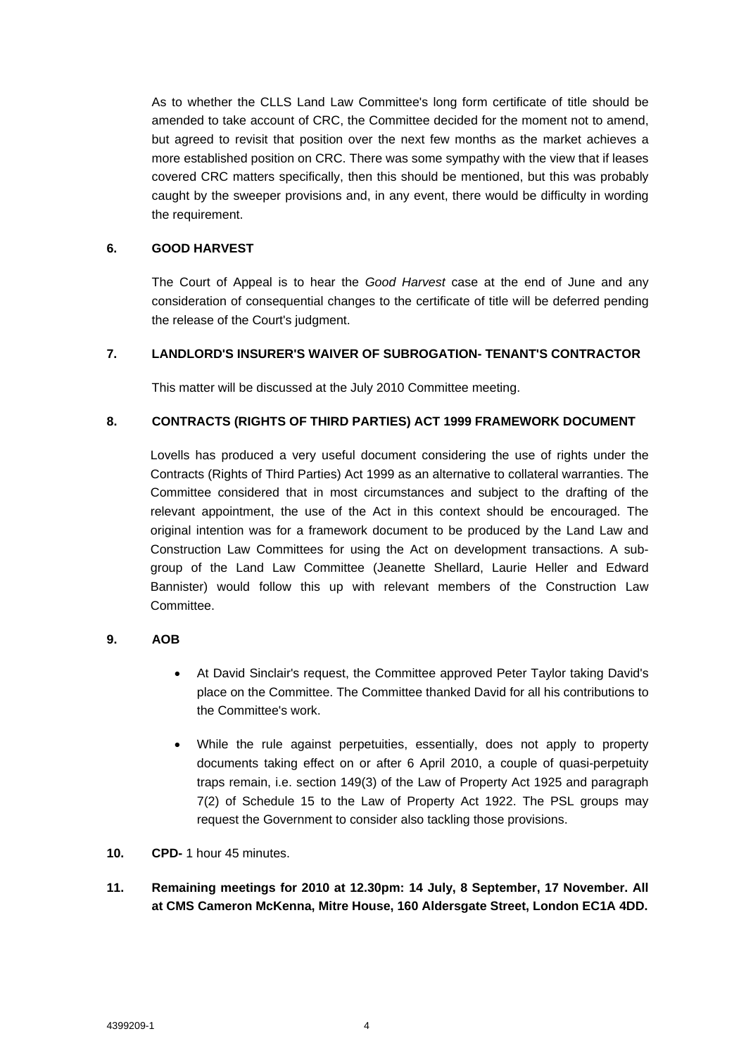As to whether the CLLS Land Law Committee's long form certificate of title should be amended to take account of CRC, the Committee decided for the moment not to amend, but agreed to revisit that position over the next few months as the market achieves a more established position on CRC. There was some sympathy with the view that if leases covered CRC matters specifically, then this should be mentioned, but this was probably caught by the sweeper provisions and, in any event, there would be difficulty in wording the requirement.

## 6. GOOD HARVEST

The Court of Appeal is to hear the *Good Harvest* case at the end of June and any consideration of consequential changes to the certificate of title will be deferred pending the release of the Court's judgment.

## 7. LANDLORD'S INSURER'S WAIVER OF SUBROGATION- TENANT'S CONTRACTOR

This matter will be discussed at the July 2010 Committee meeting.

## 8. CONTRACTS (RIGHTS OF THIRD PARTIES) ACT 1999 FRAMEWORK DOCUMENT

Lovells has produced a very useful document considering the use of rights under the Contracts (Rights of Third Parties) Act 1999 as an alternative to collateral warranties. The Committee considered that in most circumstances and subject to the drafting of the relevant appointment, the use of the Act in this context should be encouraged. The original intention was for a framework document to be produced by the Land Law and Construction Law Committees for using the Act on development transactions. A sub-group of the Land Law Committee (Jeanette Shellard, Laurie Heller and Edward Bannister) would follow this up with relevant members of the Construction Law Committee.

## 9. AOB

- At David Sinclair's request, the Committee approved Peter Taylor taking David's place on the Committee. The Committee thanked David for all his contributions to the Committee's work.
- While the rule against perpetuities, essentially, does not apply to property documents taking effect on or after 6 April 2010, a couple of quasi-perpetuity traps remain, i.e. section 149(3) of the Law of Property Act 1925 and paragraph 7(2) of Schedule 15 to the Law of Property Act 1922. The PSL groups may request the Government to consider also tackling those provisions.

**10. CPD-** 1 hour 45 minutes.

**11. Remaining meetings for 2010 at 12.30pm: 14 July, 8 September, 17 November. All at CMS Cameron McKenna, Mitre House, 160 Aldersgate Street, London EC1A 4DD.**